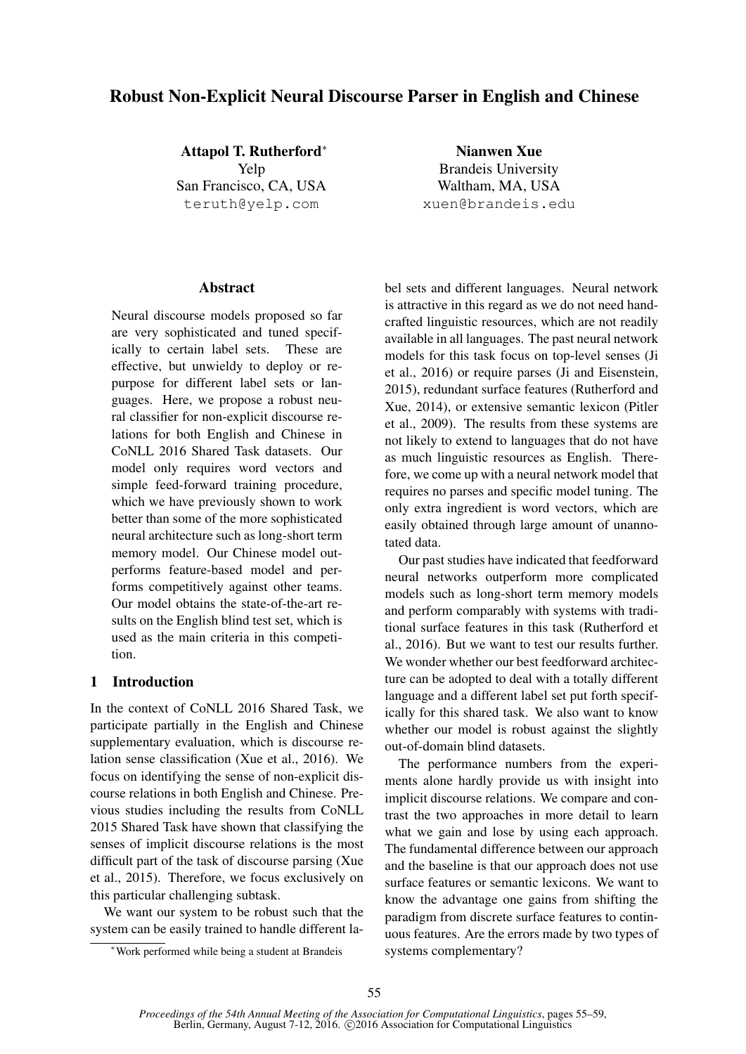# Robust Non-Explicit Neural Discourse Parser in English and Chinese

**Attapol T. Rutherford***
Yelp
San Francisco, CA, USA
teruth@yelp.com

**Nianwen Xue**
Brandeis University
Waltham, MA, USA
xuen@brandeis.edu

## Abstract

Neural discourse models proposed so far are very sophisticated and tuned specifically to certain label sets. These are effective, but unwieldy to deploy or repurpose for different label sets or languages. Here, we propose a robust neural classifier for non-explicit discourse relations for both English and Chinese in CoNLL 2016 Shared Task datasets. Our model only requires word vectors and simple feed-forward training procedure, which we have previously shown to work better than some of the more sophisticated neural architecture such as long-short term memory model. Our Chinese model outperforms feature-based model and performs competitively against other teams. Our model obtains the state-of-the-art results on the English blind test set, which is used as the main criteria in this competition.

## 1 Introduction

In the context of CoNLL 2016 Shared Task, we participate partially in the English and Chinese supplementary evaluation, which is discourse relation sense classification (Xue et al., 2016). We focus on identifying the sense of non-explicit discourse relations in both English and Chinese. Previous studies including the results from CoNLL 2015 Shared Task have shown that classifying the senses of implicit discourse relations is the most difficult part of the task of discourse parsing (Xue et al., 2015). Therefore, we focus exclusively on this particular challenging subtask.

We want our system to be robust such that the system can be easily trained to handle different label sets and different languages. Neural network is attractive in this regard as we do not need handcrafted linguistic resources, which are not readily available in all languages. The past neural network models for this task focus on top-level senses (Ji et al., 2016) or require parses (Ji and Eisenstein, 2015), redundant surface features (Rutherford and Xue, 2014), or extensive semantic lexicon (Pitler et al., 2009). The results from these systems are not likely to extend to languages that do not have as much linguistic resources as English. Therefore, we come up with a neural network model that requires no parses and specific model tuning. The only extra ingredient is word vectors, which are easily obtained through large amount of unannotated data.

Our past studies have indicated that feedforward neural networks outperform more complicated models such as long-short term memory models and perform comparably with systems with traditional surface features in this task (Rutherford et al., 2016). But we want to test our results further. We wonder whether our best feedforward architecture can be adopted to deal with a totally different language and a different label set put forth specifically for this shared task. We also want to know whether our model is robust against the slightly out-of-domain blind datasets.

The performance numbers from the experiments alone hardly provide us with insight into implicit discourse relations. We compare and contrast the two approaches in more detail to learn what we gain and lose by using each approach. The fundamental difference between our approach and the baseline is that our approach does not use surface features or semantic lexicons. We want to know the advantage one gains from shifting the paradigm from discrete surface features to continuous features. Are the errors made by two types of systems complementary?

*Work performed while being a student at Brandeis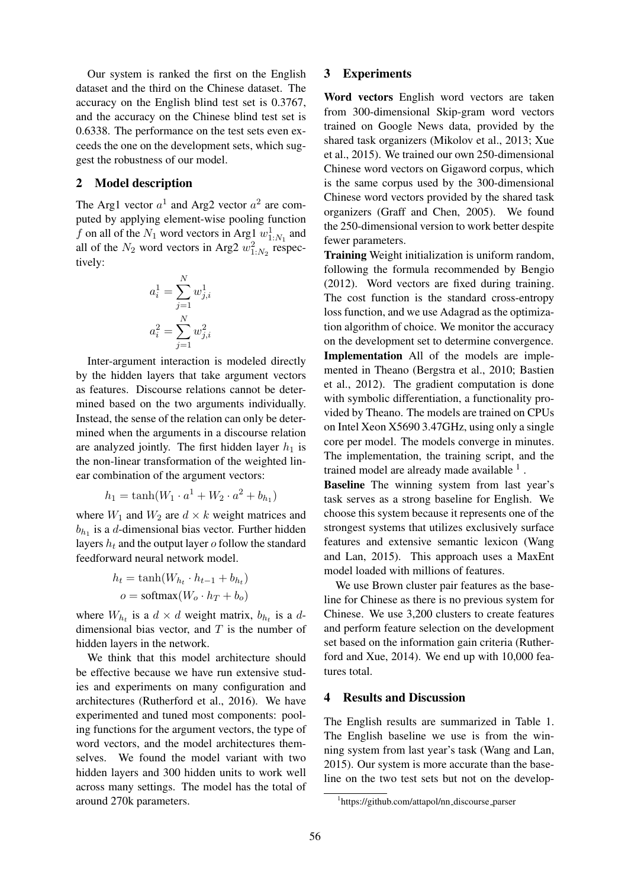Our system is ranked the first on the English dataset and the third on the Chinese dataset. The accuracy on the English blind test set is 0.3767, and the accuracy on the Chinese blind test set is 0.6338. The performance on the test sets even exceeds the one on the development sets, which suggest the robustness of our model.

## 2 Model description

The Arg1 vector $a^1$ and Arg2 vector $a^2$ are computed by applying element-wise pooling function $f$ on all of the $N_1$ word vectors in Arg1 $w^1_{1:N_1}$ and all of the $N_2$ word vectors in Arg2 $w^2_{1:N_2}$ respectively:

$$a^1_i = \sum_{j=1}^{N} w^1_{j,i}$$

$$a^2_i = \sum_{j=1}^{N} w^2_{j,i}$$

Inter-argument interaction is modeled directly by the hidden layers that take argument vectors as features. Discourse relations cannot be determined based on the two arguments individually. Instead, the sense of the relation can only be determined when the arguments in a discourse relation are analyzed jointly. The first hidden layer $h_1$ is the non-linear transformation of the weighted linear combination of the argument vectors:

$$h_1 = \tanh(W_1 \cdot a^1 + W_2 \cdot a^2 + b_{h_1})$$

where $W_1$ and $W_2$ are $d \times k$ weight matrices and $b_{h_1}$ is a $d$-dimensional bias vector. Further hidden layers $h_t$ and the output layer $o$ follow the standard feedforward neural network model.

$$h_t = \tanh(W_{h_t} \cdot h_{t-1} + b_{h_t})$$

$$o = \text{softmax}(W_o \cdot h_T + b_o)$$

where $W_{h_t}$ is a $d \times d$ weight matrix, $b_{h_t}$ is a $d$-dimensional bias vector, and $T$ is the number of hidden layers in the network.

We think that this model architecture should be effective because we have run extensive studies and experiments on many configuration and architectures (Rutherford et al., 2016). We have experimented and tuned most components: pooling functions for the argument vectors, the type of word vectors, and the model architectures themselves. We found the model variant with two hidden layers and 300 hidden units to work well across many settings. The model has the total of around 270k parameters.

## 3 Experiments

**Word vectors** English word vectors are taken from 300-dimensional Skip-gram word vectors trained on Google News data, provided by the shared task organizers (Mikolov et al., 2013; Xue et al., 2015). We trained our own 250-dimensional Chinese word vectors on Gigaword corpus, which is the same corpus used by the 300-dimensional Chinese word vectors provided by the shared task organizers (Graff and Chen, 2005). We found the 250-dimensional version to work better despite fewer parameters.

**Training** Weight initialization is uniform random, following the formula recommended by Bengio (2012). Word vectors are fixed during training. The cost function is the standard cross-entropy loss function, and we use Adagrad as the optimization algorithm of choice. We monitor the accuracy on the development set to determine convergence.

**Implementation** All of the models are implemented in Theano (Bergstra et al., 2010; Bastien et al., 2012). The gradient computation is done with symbolic differentiation, a functionality provided by Theano. The models are trained on CPUs on Intel Xeon X5690 3.47GHz, using only a single core per model. The models converge in minutes. The implementation, the training script, and the trained model are already made available [1].

**Baseline** The winning system from last year's task serves as a strong baseline for English. We choose this system because it represents one of the strongest systems that utilizes exclusively surface features and extensive semantic lexicon (Wang and Lan, 2015). This approach uses a MaxEnt model loaded with millions of features.

We use Brown cluster pair features as the baseline for Chinese as there is no previous system for Chinese. We use 3,200 clusters to create features and perform feature selection on the development set based on the information gain criteria (Rutherford and Xue, 2014). We end up with 10,000 features total.

## 4 Results and Discussion

The English results are summarized in Table 1. The English baseline we use is from the winning system from last year's task (Wang and Lan, 2015). Our system is more accurate than the baseline on the two test sets but not on the develop-

[1] https://github.com/attapol/nn_discourse_parser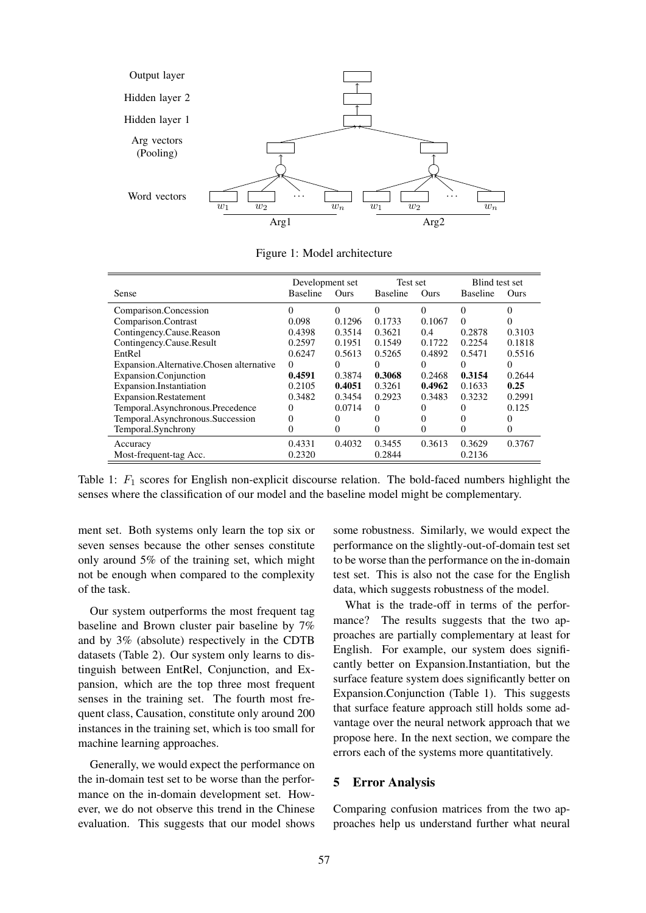Figure 1: Model architecture

| Sense | Development set | | Test set | | Blind test set | |
|---|---|---|---|---|---|---|
| | Baseline | Ours | Baseline | Ours | Baseline | Ours |
| Comparison.Concession | 0 | 0 | 0 | 0 | 0 | 0 |
| Comparison.Contrast | 0.098 | 0.1296 | 0.1733 | 0.1067 | 0 | 0 |
| Contingency.Cause.Reason | 0.4398 | 0.3514 | 0.3621 | 0.4 | 0.2878 | 0.3103 |
| Contingency.Cause.Result | 0.2597 | 0.1951 | 0.1549 | 0.1722 | 0.2254 | 0.1818 |
| EntRel | 0.6247 | 0.5613 | 0.5265 | 0.4892 | 0.5471 | 0.5516 |
| Expansion.Alternative.Chosen alternative | 0 | 0 | 0 | 0 | 0 | 0 |
| Expansion.Conjunction | **0.4591** | 0.3874 | **0.3068** | 0.2468 | **0.3154** | 0.2644 |
| Expansion.Instantiation | 0.2105 | **0.4051** | 0.3261 | **0.4962** | 0.1633 | **0.25** |
| Expansion.Restatement | 0.3482 | 0.3454 | 0.2923 | 0.3483 | 0.3232 | 0.2991 |
| Temporal.Asynchronous.Precedence | 0 | 0.0714 | 0 | 0 | 0 | 0.125 |
| Temporal.Asynchronous.Succession | 0 | 0 | 0 | 0 | 0 | 0 |
| Temporal.Synchrony | 0 | 0 | 0 | 0 | 0 | 0 |
| Accuracy | 0.4331 | 0.4032 | 0.3455 | 0.3613 | 0.3629 | 0.3767 |
| Most-frequent-tag Acc. | 0.2320 | | 0.2844 | | 0.2136 | |

Table 1: $F_1$ scores for English non-explicit discourse relation. The bold-faced numbers highlight the senses where the classification of our model and the baseline model might be complementary.

ment set. Both systems only learn the top six or seven senses because the other senses constitute only around 5% of the training set, which might not be enough when compared to the complexity of the task.

Our system outperforms the most frequent tag baseline and Brown cluster pair baseline by 7% and by 3% (absolute) respectively in the CDTB datasets (Table 2). Our system only learns to distinguish between EntRel, Conjunction, and Expansion, which are the top three most frequent senses in the training set. The fourth most frequent class, Causation, constitute only around 200 instances in the training set, which is too small for machine learning approaches.

Generally, we would expect the performance on the in-domain test set to be worse than the performance on the in-domain development set. However, we do not observe this trend in the Chinese evaluation. This suggests that our model shows some robustness. Similarly, we would expect the performance on the slightly-out-of-domain test set to be worse than the performance on the in-domain test set. This is also not the case for the English data, which suggests robustness of the model.

What is the trade-off in terms of the performance? The results suggests that the two approaches are partially complementary at least for English. For example, our system does significantly better on Expansion.Instantiation, but the surface feature system does significantly better on Expansion.Conjunction (Table 1). This suggests that surface feature approach still holds some advantage over the neural network approach that we propose here. In the next section, we compare the errors each of the systems more quantitatively.

## 5 Error Analysis

Comparing confusion matrices from the two approaches help us understand further what neural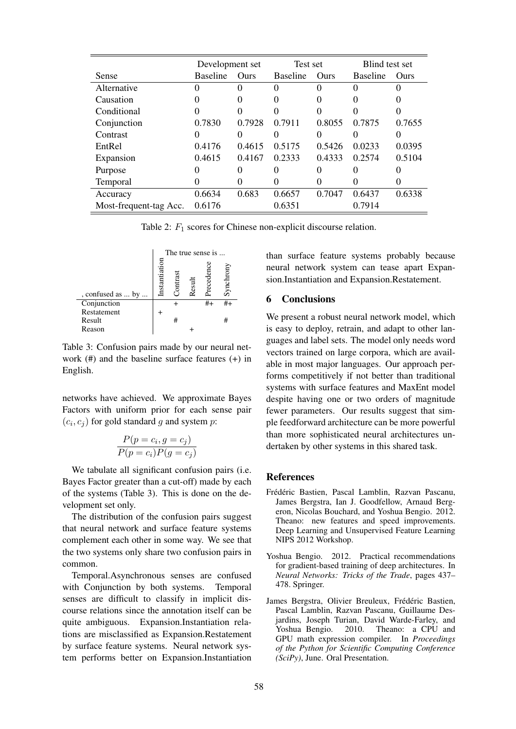| Sense | Development set | | Test set | | Blind test set | |
|---|---|---|---|---|---|---|
| | Baseline | Ours | Baseline | Ours | Baseline | Ours |
| Alternative | 0 | 0 | 0 | 0 | 0 | 0 |
| Causation | 0 | 0 | 0 | 0 | 0 | 0 |
| Conditional | 0 | 0 | 0 | 0 | 0 | 0 |
| Conjunction | 0.7830 | 0.7928 | 0.7911 | 0.8055 | 0.7875 | 0.7655 |
| Contrast | 0 | 0 | 0 | 0 | 0 | 0 |
| EntRel | 0.4176 | 0.4615 | 0.5175 | 0.5426 | 0.0233 | 0.0395 |
| Expansion | 0.4615 | 0.4167 | 0.2333 | 0.4333 | 0.2574 | 0.5104 |
| Purpose | 0 | 0 | 0 | 0 | 0 | 0 |
| Temporal | 0 | 0 | 0 | 0 | 0 | 0 |
| Accuracy | 0.6634 | 0.683 | 0.6657 | 0.7047 | 0.6437 | 0.6338 |
| Most-frequent-tag Acc. | 0.6176 | | 0.6351 | | 0.7914 | |

Table 2: $F_1$ scores for Chinese non-explicit discourse relation.

| , confused as ... by ... | The true sense is ... Instantiation | Contrast | Result | Precedence | Synchrony |
|---|---|---|---|---|---|
| Conjunction | | + | | #+ | #+ |
| Restatement | + | | | | |
| Result | | # | | | # |
| Reason | | | + | | |

Table 3: Confusion pairs made by our neural network (#) and the baseline surface features (+) in English.

networks have achieved. We approximate Bayes Factors with uniform prior for each sense pair $(c_i, c_j)$ for gold standard $g$ and system $p$:

$$\frac{P(p = c_i, g = c_j)}{P(p = c_i)P(g = c_j)}$$

We tabulate all significant confusion pairs (i.e. Bayes Factor greater than a cut-off) made by each of the systems (Table 3). This is done on the development set only.

The distribution of the confusion pairs suggest that neural network and surface feature systems complement each other in some way. We see that the two systems only share two confusion pairs in common.

Temporal.Asynchronous senses are confused with Conjunction by both systems. Temporal senses are difficult to classify in implicit discourse relations since the annotation itself can be quite ambiguous. Expansion.Instantiation relations are misclassified as Expansion.Restatement by surface feature systems. Neural network system performs better on Expansion.Instantiation than surface feature systems probably because neural network system can tease apart Expansion.Instantiation and Expansion.Restatement.

## 6 Conclusions

We present a robust neural network model, which is easy to deploy, retrain, and adapt to other languages and label sets. The model only needs word vectors trained on large corpora, which are available in most major languages. Our approach performs competitively if not better than traditional systems with surface features and MaxEnt model despite having one or two orders of magnitude fewer parameters. Our results suggest that simple feedforward architecture can be more powerful than more sophisticated neural architectures undertaken by other systems in this shared task.

## References

Frédéric Bastien, Pascal Lamblin, Razvan Pascanu, James Bergstra, Ian J. Goodfellow, Arnaud Bergeron, Nicolas Bouchard, and Yoshua Bengio. 2012. Theano: new features and speed improvements. Deep Learning and Unsupervised Feature Learning NIPS 2012 Workshop.

Yoshua Bengio. 2012. Practical recommendations for gradient-based training of deep architectures. In *Neural Networks: Tricks of the Trade*, pages 437–478. Springer.

James Bergstra, Olivier Breuleux, Frédéric Bastien, Pascal Lamblin, Razvan Pascanu, Guillaume Desjardins, Joseph Turian, David Warde-Farley, and Yoshua Bengio. 2010. Theano: a CPU and GPU math expression compiler. In *Proceedings of the Python for Scientific Computing Conference (SciPy)*, June. Oral Presentation.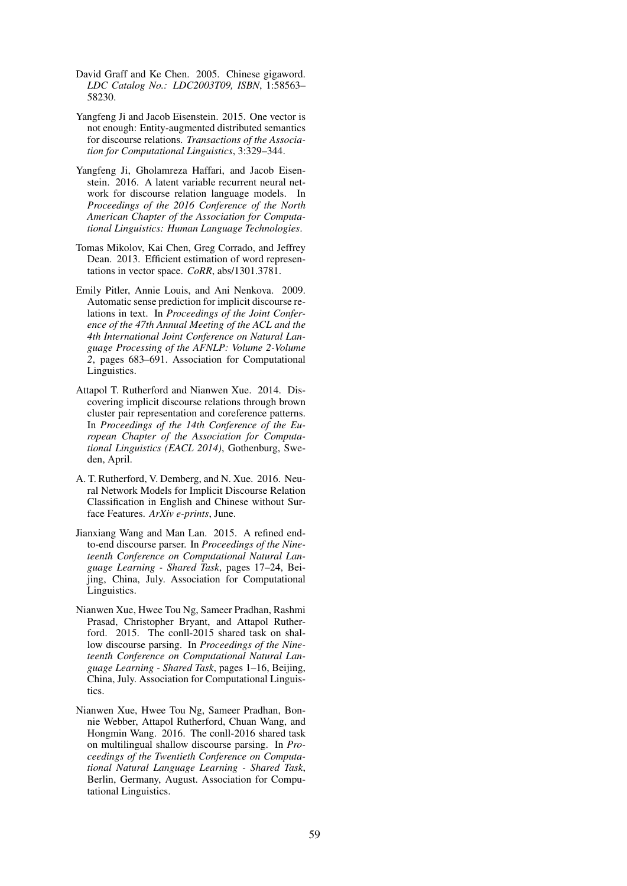David Graff and Ke Chen. 2005. Chinese gigaword. *LDC Catalog No.: LDC2003T09, ISBN*, 1:58563–58230.

Yangfeng Ji and Jacob Eisenstein. 2015. One vector is not enough: Entity-augmented distributed semantics for discourse relations. *Transactions of the Association for Computational Linguistics*, 3:329–344.

Yangfeng Ji, Gholamreza Haffari, and Jacob Eisenstein. 2016. A latent variable recurrent neural network for discourse relation language models. In *Proceedings of the 2016 Conference of the North American Chapter of the Association for Computational Linguistics: Human Language Technologies*.

Tomas Mikolov, Kai Chen, Greg Corrado, and Jeffrey Dean. 2013. Efficient estimation of word representations in vector space. *CoRR*, abs/1301.3781.

Emily Pitler, Annie Louis, and Ani Nenkova. 2009. Automatic sense prediction for implicit discourse relations in text. In *Proceedings of the Joint Conference of the 47th Annual Meeting of the ACL and the 4th International Joint Conference on Natural Language Processing of the AFNLP: Volume 2-Volume 2*, pages 683–691. Association for Computational Linguistics.

Attapol T. Rutherford and Nianwen Xue. 2014. Discovering implicit discourse relations through brown cluster pair representation and coreference patterns. In *Proceedings of the 14th Conference of the European Chapter of the Association for Computational Linguistics (EACL 2014)*, Gothenburg, Sweden, April.

A. T. Rutherford, V. Demberg, and N. Xue. 2016. Neural Network Models for Implicit Discourse Relation Classification in English and Chinese without Surface Features. *ArXiv e-prints*, June.

Jianxiang Wang and Man Lan. 2015. A refined end-to-end discourse parser. In *Proceedings of the Nineteenth Conference on Computational Natural Language Learning - Shared Task*, pages 17–24, Beijing, China, July. Association for Computational Linguistics.

Nianwen Xue, Hwee Tou Ng, Sameer Pradhan, Rashmi Prasad, Christopher Bryant, and Attapol Rutherford. 2015. The conll-2015 shared task on shallow discourse parsing. In *Proceedings of the Nineteenth Conference on Computational Natural Language Learning - Shared Task*, pages 1–16, Beijing, China, July. Association for Computational Linguistics.

Nianwen Xue, Hwee Tou Ng, Sameer Pradhan, Bonnie Webber, Attapol Rutherford, Chuan Wang, and Hongmin Wang. 2016. The conll-2016 shared task on multilingual shallow discourse parsing. In *Proceedings of the Twentieth Conference on Computational Natural Language Learning - Shared Task*, Berlin, Germany, August. Association for Computational Linguistics.